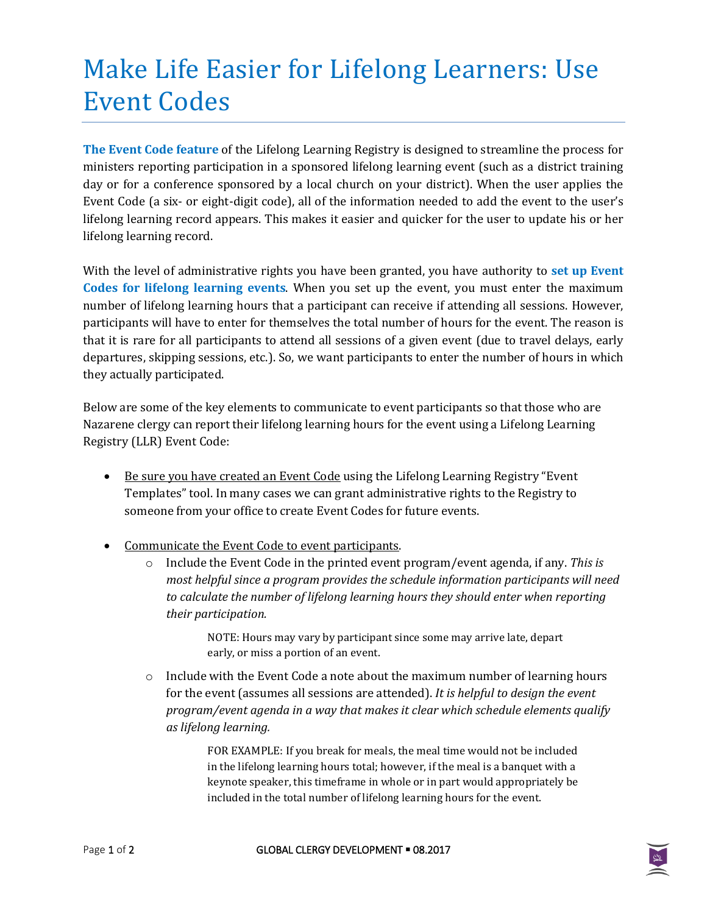# Make Life Easier for Lifelong Learners: Use Event Codes

**The Event Code feature** of the Lifelong Learning Registry is designed to streamline the process for ministers reporting participation in a sponsored lifelong learning event (such as a district training day or for a conference sponsored by a local church on your district). When the user applies the Event Code (a six- or eight-digit code), all of the information needed to add the event to the user's lifelong learning record appears. This makes it easier and quicker for the user to update his or her lifelong learning record.

With the level of administrative rights you have been granted, you have authority to **set up Event Codes for lifelong learning events**. When you set up the event, you must enter the maximum number of lifelong learning hours that a participant can receive if attending all sessions. However, participants will have to enter for themselves the total number of hours for the event. The reason is that it is rare for all participants to attend all sessions of a given event (due to travel delays, early departures, skipping sessions, etc.). So, we want participants to enter the number of hours in which they actually participated.

Below are some of the key elements to communicate to event participants so that those who are Nazarene clergy can report their lifelong learning hours for the event using a Lifelong Learning Registry (LLR) Event Code:

- Be sure you have created an Event Code using the Lifelong Learning Registry "Event Templates" tool. In many cases we can grant administrative rights to the Registry to someone from your office to create Event Codes for future events.

- Communicate the Event Code to event participants.
    - Include the Event Code in the printed event program/event agenda, if any. *This is most helpful since a program provides the schedule information participants will need to calculate the number of lifelong learning hours they should enter when reporting their participation.*

      NOTE: Hours may vary by participant since some may arrive late, depart early, or miss a portion of an event.

    - Include with the Event Code a note about the maximum number of learning hours for the event (assumes all sessions are attended). *It is helpful to design the event program/event agenda in a way that makes it clear which schedule elements qualify as lifelong learning.*

      FOR EXAMPLE: If you break for meals, the meal time would not be included in the lifelong learning hours total; however, if the meal is a banquet with a keynote speaker, this timeframe in whole or in part would appropriately be included in the total number of lifelong learning hours for the event.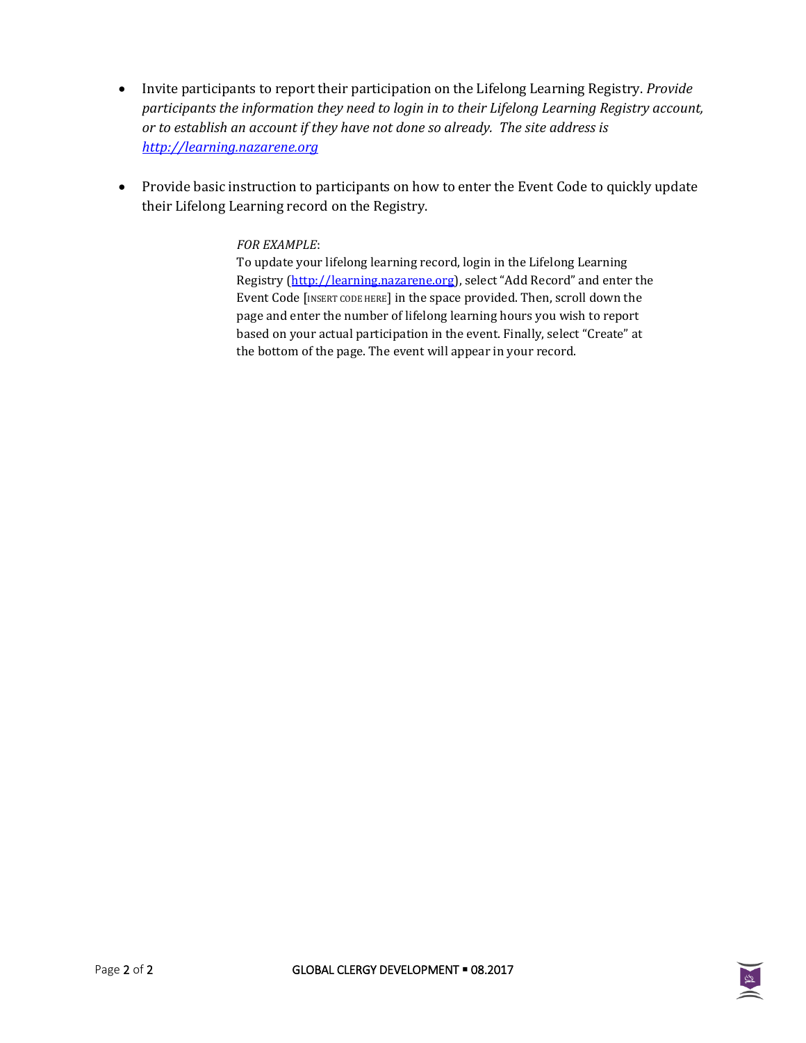- Invite participants to report their participation on the Lifelong Learning Registry. *Provide participants the information they need to login in to their Lifelong Learning Registry account, or to establish an account if they have not done so already. The site address is [http://learning.nazarene.org](http://learning.nazarene.org)*

- Provide basic instruction to participants on how to enter the Event Code to quickly update their Lifelong Learning record on the Registry.

  > *FOR EXAMPLE*:
  > To update your lifelong learning record, login in the Lifelong Learning Registry ([http://learning.nazarene.org](http://learning.nazarene.org)), select "Add Record" and enter the Event Code [INSERT CODE HERE] in the space provided. Then, scroll down the page and enter the number of lifelong learning hours you wish to report based on your actual participation in the event. Finally, select "Create" at the bottom of the page. The event will appear in your record.